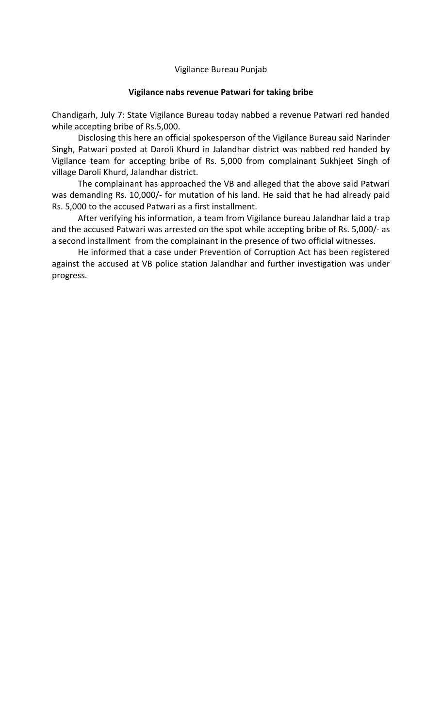Vigilance Bureau Punjab

## Vigilance nabs revenue Patwari for taking bribe

Chandigarh, July 7: State Vigilance Bureau today nabbed a revenue Patwari red handed while accepting bribe of Rs.5,000.

Disclosing this here an official spokesperson of the Vigilance Bureau said Narinder Singh, Patwari posted at Daroli Khurd in Jalandhar district was nabbed red handed by Vigilance team for accepting bribe of Rs. 5,000 from complainant Sukhjeet Singh of village Daroli Khurd, Jalandhar district.

The complainant has approached the VB and alleged that the above said Patwari was demanding Rs. 10,000/- for mutation of his land. He said that he had already paid Rs. 5,000 to the accused Patwari as a first installment.

After verifying his information, a team from Vigilance bureau Jalandhar laid a trap and the accused Patwari was arrested on the spot while accepting bribe of Rs. 5,000/- as a second installment from the complainant in the presence of two official witnesses.

He informed that a case under Prevention of Corruption Act has been registered against the accused at VB police station Jalandhar and further investigation was under progress.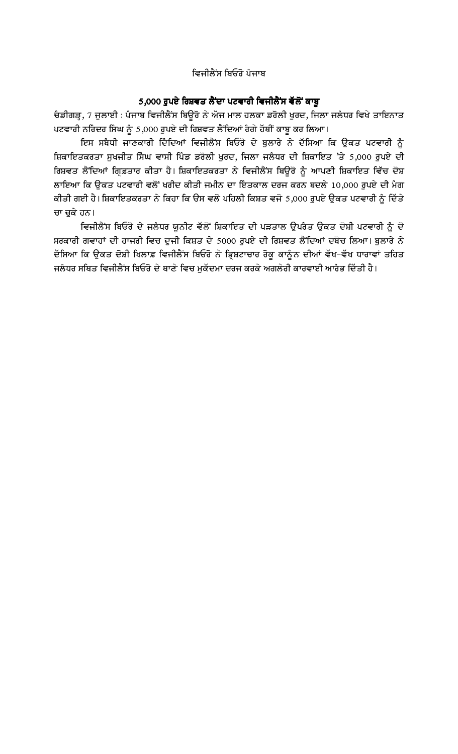ਵਿਜੀਲੈਂਸ ਬਿਓਰੋ ਪੰਜਾਬ

## 5,000 ਰੁਪਏ ਰਿਸ਼ਵਤ ਲੈਂਦਾ ਪਟਵਾਰੀ ਵਿਜੀਲੈਂਸ ਵੱਲੋਂ ਕਾਬੂ

ਚੰਡੀਗੜ੍ਹ, 7 ਜੁਲਾਈ : ਪੰਜਾਬ ਵਿਜੀਲੈਂਸ ਬਿਊਰੋ ਨੇ ਅੱਜ ਮਾਲ ਹਲਕਾ ਡਰੋਲੀ ਖੁਰਦ, ਜਿਲਾ ਜਲੰਧਰ ਵਿਖੇ ਤਾਇਨਾਤ ਪਟਵਾਰੀ ਨਰਿੰਦਰ ਸਿੰਘ ਨੂੰ 5,000 ਰੁਪਏ ਦੀ ਰਿਸ਼ਵਤ ਲੈਂਦਿਆਂ ਰੰਗੇ ਹੱਥੀਂ ਕਾਬੂ ਕਰ ਲਿਆ।

ਇਸ ਸਬੰਧੀ ਜਾਣਕਾਰੀ ਦਿੰਦਿਆਂ ਵਿਜੀਲੈਂਸ ਬਿਓਰੋ ਦੇ ਬੁਲਾਰੇ ਨੇ ਦੱਸਿਆ ਕਿ ਉਕਤ ਪਟਵਾਰੀ ਨੂੰ ਸ਼ਿਕਾਇਤਕਰਤਾ ਸੁਖਜੀਤ ਸਿੰਘ ਵਾਸੀ ਪਿੰਡ ਡਰੋਲੀ ਖੁਰਦ, ਜਿਲਾ ਜਲੰਧਰ ਦੀ ਸ਼ਿਕਾਇਤ 'ਤੇ 5,000 ਰੁਪਏ ਦੀ ਰਿਸ਼ਵਤ ਲੈਂਦਿਆਂ ਗ੍ਰਿਫ਼ਤਾਰ ਕੀਤਾ ਹੈ। ਸ਼ਿਕਾਇਤਕਰਤਾ ਨੇ ਵਿਜੀਲੈਂਸ ਬਿਊਰੋ ਨੂੰ ਆਪਣੀ ਸ਼ਿਕਾਇਤ ਵਿੱਚ ਦੋਸ਼ ਲਾਇਆ ਕਿ ਉਕਤ ਪਟਵਾਰੀ ਵਲੋਂ ਖਰੀਦ ਕੀਤੀ ਜਮੀਨ ਦਾ ਇੰਤਕਾਲ ਦਰਜ ਕਰਨ ਬਦਲੇ 10,000 ਰੁਪਏ ਦੀ ਮੰਗ ਕੀਤੀ ਗਈ ਹੈ। ਸ਼ਿਕਾਇਤਕਰਤਾ ਨੇ ਕਿਹਾ ਕਿ ਉਸ ਵਲੋਂ ਪਹਿਲੀ ਕਿਸ਼ਤ ਵਜੋ 5,000 ਰੁਪਏ ਉਕਤ ਪਟਵਾਰੀ ਨੂੰ ਦਿੱਤੇ ਜਾ ਚੁਕੇ ਹਨ।

ਵਿਜੀਲੈਂਸ ਬਿਓਰੋ ਦੇ ਜਲੰਧਰ ਯੂਨੀਟ ਵੱਲੋਂ ਸ਼ਿਕਾਇਤ ਦੀ ਪੜਤਾਲ ਉਪਰੰਤ ਉਕਤ ਦੋਸ਼ੀ ਪਟਵਾਰੀ ਨੂੰ ਦੋ ਸਰਕਾਰੀ ਗਵਾਹਾਂ ਦੀ ਹਾਜਰੀ ਵਿਚ ਦੂਜੀ ਕਿਸ਼ਤ ਦੇ 5000 ਰੁਪਏ ਦੀ ਰਿਸ਼ਵਤ ਲੈਂਦਿਆਂ ਦਬੋਚ ਲਿਆ। ਬੁਲਾਰੇ ਨੇ ਦੱਸਿਆ ਕਿ ਉਕਤ ਦੋਸ਼ੀ ਖਿਲਾਫ਼ ਵਿਜੀਲੈਂਸ ਬਿਓਰੋ ਨੇ ਭ੍ਰਿਸ਼ਟਾਚਾਰ ਰੋਕੂ ਕਾਨੂੰਨ ਦੀਆਂ ਵੱਖ-ਵੱਖ ਧਾਰਾਵਾਂ ਤਹਿਤ ਜਲੰਧਰ ਸਥਿਤ ਵਿਜੀਲੈਂਸ ਬਿਓਰੋ ਦੇ ਥਾਣੇ ਵਿਚ ਮੁਕੱਦਮਾ ਦਰਜ ਕਰਕੇ ਅਗਲੇਰੀ ਕਾਰਵਾਈ ਆਰੰਭ ਦਿੱਤੀ ਹੈ।